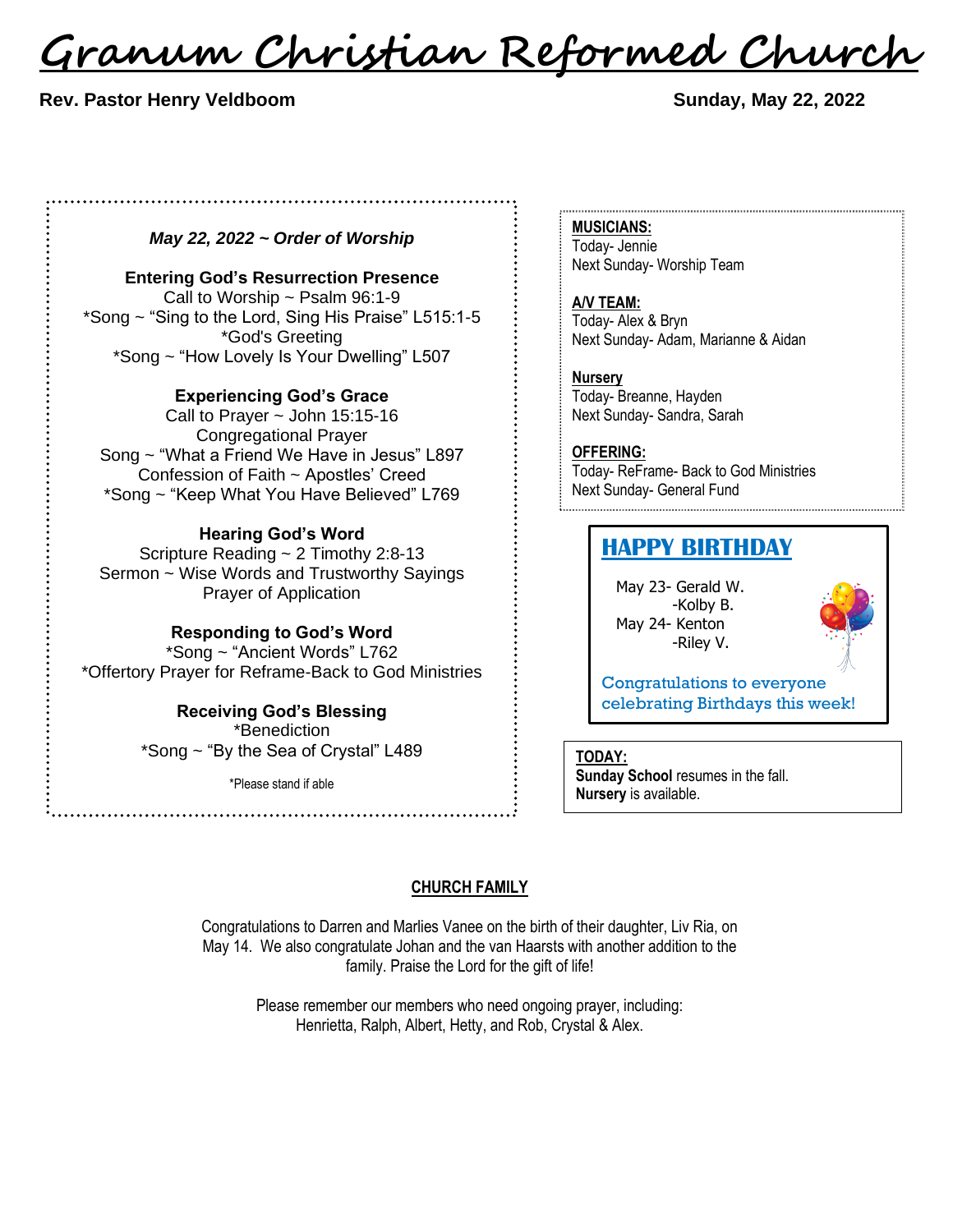# Granum Christian Reformed Church

**Rev. Pastor Henry Veldboom** **Sunday, May 22, 2022**

***May 22, 2022 ~ Order of Worship***

**Entering God's Resurrection Presence**

Call to Worship ~ Psalm 96:1-9

*Song ~ "Sing to the Lord, Sing His Praise" L515:1-5

*God's Greeting

*Song ~ "How Lovely Is Your Dwelling" L507

**Experiencing God's Grace**

Call to Prayer ~ John 15:15-16

Congregational Prayer

Song ~ "What a Friend We Have in Jesus" L897

Confession of Faith ~ Apostles' Creed

*Song ~ "Keep What You Have Believed" L769

**Hearing God's Word**

Scripture Reading ~ 2 Timothy 2:8-13

Sermon ~ Wise Words and Trustworthy Sayings

Prayer of Application

**Responding to God's Word**

*Song ~ "Ancient Words" L762

*Offertory Prayer for Reframe-Back to God Ministries

**Receiving God's Blessing**

*Benediction

*Song ~ "By the Sea of Crystal" L489

*Please stand if able

**MUSICIANS:**
Today- Jennie
Next Sunday- Worship Team

**A/V TEAM:**
Today- Alex & Bryn
Next Sunday- Adam, Marianne & Aidan

**Nursery**
Today- Breanne, Hayden
Next Sunday- Sandra, Sarah

**OFFERING:**
Today- ReFrame- Back to God Ministries
Next Sunday- General Fund

## HAPPY BIRTHDAY

May 23- Gerald W.
-Kolby B.
May 24- Kenton
-Riley V.

Congratulations to everyone celebrating Birthdays this week!

**TODAY:**
**Sunday School** resumes in the fall.
**Nursery** is available.

## CHURCH FAMILY

Congratulations to Darren and Marlies Vanee on the birth of their daughter, Liv Ria, on May 14. We also congratulate Johan and the van Haarsts with another addition to the family. Praise the Lord for the gift of life!

Please remember our members who need ongoing prayer, including: Henrietta, Ralph, Albert, Hetty, and Rob, Crystal & Alex.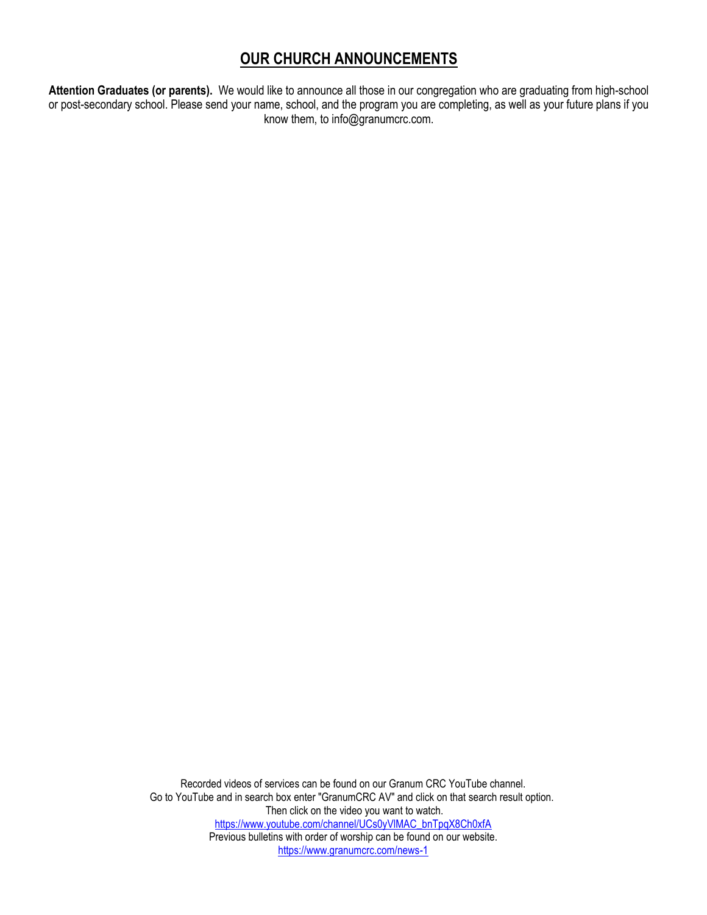# OUR CHURCH ANNOUNCEMENTS

**Attention Graduates (or parents).** We would like to announce all those in our congregation who are graduating from high-school or post-secondary school. Please send your name, school, and the program you are completing, as well as your future plans if you know them, to info@granumcrc.com.

Recorded videos of services can be found on our Granum CRC YouTube channel.
Go to YouTube and in search box enter "GranumCRC AV" and click on that search result option.
Then click on the video you want to watch.
https://www.youtube.com/channel/UCs0yVlMAC_bnTpqX8Ch0xfA
Previous bulletins with order of worship can be found on our website.
https://www.granumcrc.com/news-1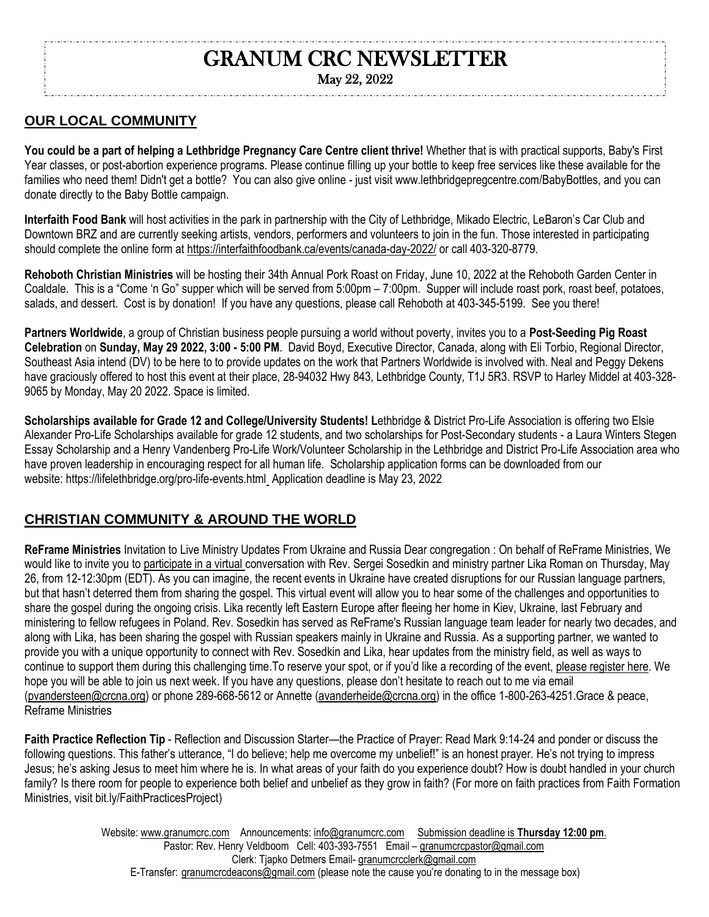# GRANUM CRC NEWSLETTER

May 22, 2022

## OUR LOCAL COMMUNITY

**You could be a part of helping a Lethbridge Pregnancy Care Centre client thrive!** Whether that is with practical supports, Baby's First Year classes, or post-abortion experience programs. Please continue filling up your bottle to keep free services like these available for the families who need them! Didn't get a bottle? You can also give online - just visit www.lethbridgepregcentre.com/BabyBottles, and you can donate directly to the Baby Bottle campaign.

**Interfaith Food Bank** will host activities in the park in partnership with the City of Lethbridge, Mikado Electric, LeBaron's Car Club and Downtown BRZ and are currently seeking artists, vendors, performers and volunteers to join in the fun. Those interested in participating should complete the online form at https://interfaithfoodbank.ca/events/canada-day-2022/ or call 403-320-8779.

**Rehoboth Christian Ministries** will be hosting their 34th Annual Pork Roast on Friday, June 10, 2022 at the Rehoboth Garden Center in Coaldale. This is a "Come 'n Go" supper which will be served from 5:00pm – 7:00pm. Supper will include roast pork, roast beef, potatoes, salads, and dessert. Cost is by donation! If you have any questions, please call Rehoboth at 403-345-5199. See you there!

**Partners Worldwide**, a group of Christian business people pursuing a world without poverty, invites you to a **Post-Seeding Pig Roast Celebration** on **Sunday, May 29 2022, 3:00 - 5:00 PM**. David Boyd, Executive Director, Canada, along with Eli Torbio, Regional Director, Southeast Asia intend (DV) to be here to to provide updates on the work that Partners Worldwide is involved with. Neal and Peggy Dekens have graciously offered to host this event at their place, 28-94032 Hwy 843, Lethbridge County, T1J 5R3. RSVP to Harley Middel at 403-328-9065 by Monday, May 20 2022. Space is limited.

**Scholarships available for Grade 12 and College/University Students! L**ethbridge & District Pro-Life Association is offering two Elsie Alexander Pro-Life Scholarships available for grade 12 students, and two scholarships for Post-Secondary students - a Laura Winters Stegen Essay Scholarship and a Henry Vandenberg Pro-Life Work/Volunteer Scholarship in the Lethbridge and District Pro-Life Association area who have proven leadership in encouraging respect for all human life. Scholarship application forms can be downloaded from our website: https://lifelethbridge.org/pro-life-events.html Application deadline is May 23, 2022

## CHRISTIAN COMMUNITY & AROUND THE WORLD

**ReFrame Ministries** Invitation to Live Ministry Updates From Ukraine and Russia Dear congregation : On behalf of ReFrame Ministries, We would like to invite you to participate in a virtual conversation with Rev. Sergei Sosedkin and ministry partner Lika Roman on Thursday, May 26, from 12-12:30pm (EDT). As you can imagine, the recent events in Ukraine have created disruptions for our Russian language partners, but that hasn't deterred them from sharing the gospel. This virtual event will allow you to hear some of the challenges and opportunities to share the gospel during the ongoing crisis. Lika recently left Eastern Europe after fleeing her home in Kiev, Ukraine, last February and ministering to fellow refugees in Poland. Rev. Sosedkin has served as ReFrame's Russian language team leader for nearly two decades, and along with Lika, has been sharing the gospel with Russian speakers mainly in Ukraine and Russia. As a supporting partner, we wanted to provide you with a unique opportunity to connect with Rev. Sosedkin and Lika, hear updates from the ministry field, as well as ways to continue to support them during this challenging time.To reserve your spot, or if you'd like a recording of the event, please register here. We hope you will be able to join us next week. If you have any questions, please don't hesitate to reach out to me via email (pvandersteen@crcna.org) or phone 289-668-5612 or Annette (avanderheide@crcna.org) in the office 1-800-263-4251.Grace & peace, Reframe Ministries

**Faith Practice Reflection Tip** - Reflection and Discussion Starter—the Practice of Prayer: Read Mark 9:14-24 and ponder or discuss the following questions. This father's utterance, "I do believe; help me overcome my unbelief!" is an honest prayer. He's not trying to impress Jesus; he's asking Jesus to meet him where he is. In what areas of your faith do you experience doubt? How is doubt handled in your church family? Is there room for people to experience both belief and unbelief as they grow in faith? (For more on faith practices from Faith Formation Ministries, visit bit.ly/FaithPracticesProject)

Website: www.granumcrc.com Announcements: info@granumcrc.com Submission deadline is **Thursday 12:00 pm**.
Pastor: Rev. Henry Veldboom Cell: 403-393-7551 Email – granumcrcpastor@gmail.com
Clerk: Tjapko Detmers Email- granumcrcclerk@gmail.com
E-Transfer: granumcrcdeacons@gmail.com (please note the cause you're donating to in the message box)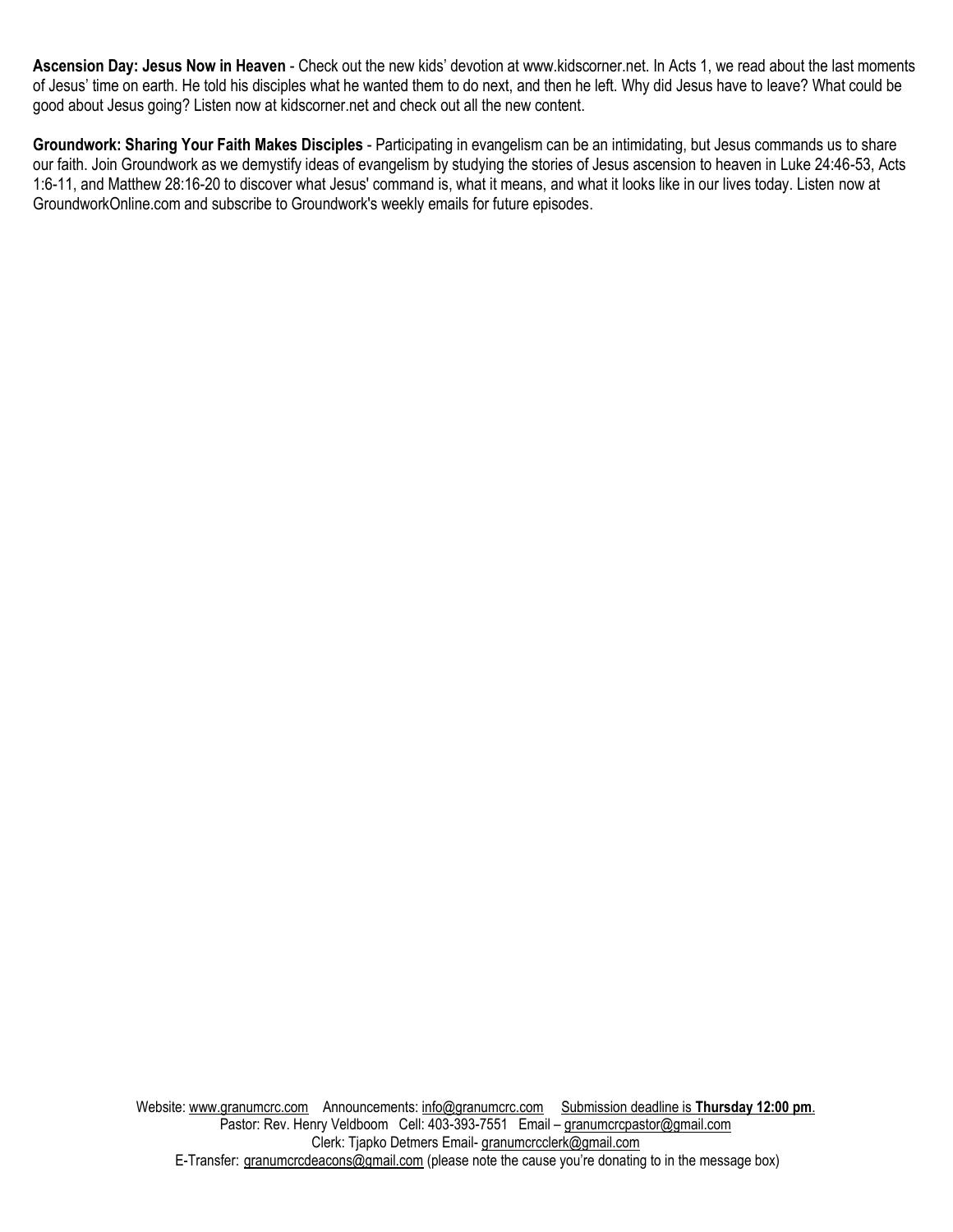**Ascension Day: Jesus Now in Heaven** - Check out the new kids' devotion at www.kidscorner.net. In Acts 1, we read about the last moments of Jesus' time on earth. He told his disciples what he wanted them to do next, and then he left. Why did Jesus have to leave? What could be good about Jesus going? Listen now at kidscorner.net and check out all the new content.

**Groundwork: Sharing Your Faith Makes Disciples** - Participating in evangelism can be an intimidating, but Jesus commands us to share our faith. Join Groundwork as we demystify ideas of evangelism by studying the stories of Jesus ascension to heaven in Luke 24:46-53, Acts 1:6-11, and Matthew 28:16-20 to discover what Jesus' command is, what it means, and what it looks like in our lives today. Listen now at GroundworkOnline.com and subscribe to Groundwork's weekly emails for future episodes.

Website: www.granumcrc.com    Announcements: info@granumcrc.com    Submission deadline is **Thursday 12:00 pm**.
Pastor: Rev. Henry Veldboom   Cell: 403-393-7551   Email – granumcrcpastor@gmail.com
Clerk: Tjapko Detmers Email- granumcrcclerk@gmail.com
E-Transfer: granumcrcdeacons@gmail.com (please note the cause you're donating to in the message box)